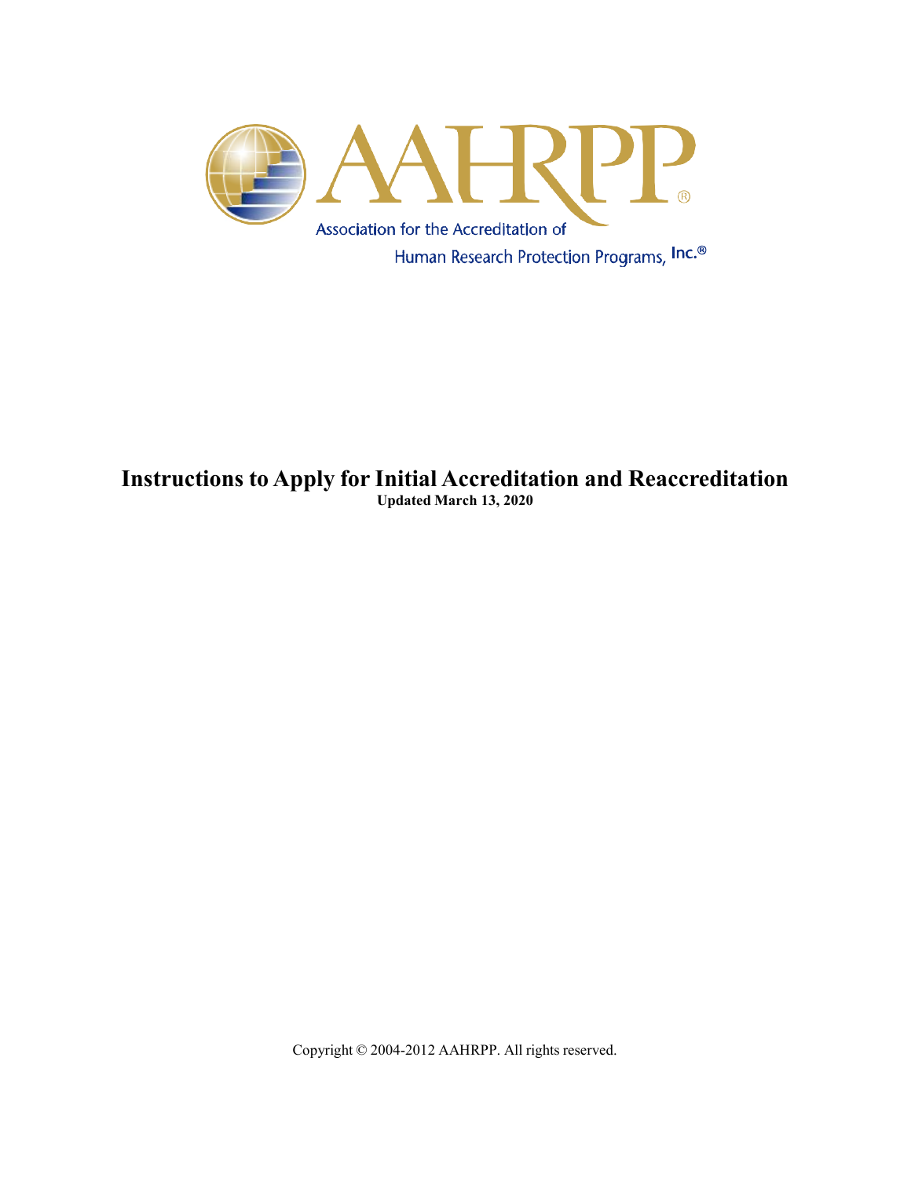AAHRPP®

Association for the Accreditation of Human Research Protection Programs, Inc.®

# Instructions to Apply for Initial Accreditation and Reaccreditation

**Updated March 13, 2020**

Copyright © 2004-2012 AAHRPP. All rights reserved.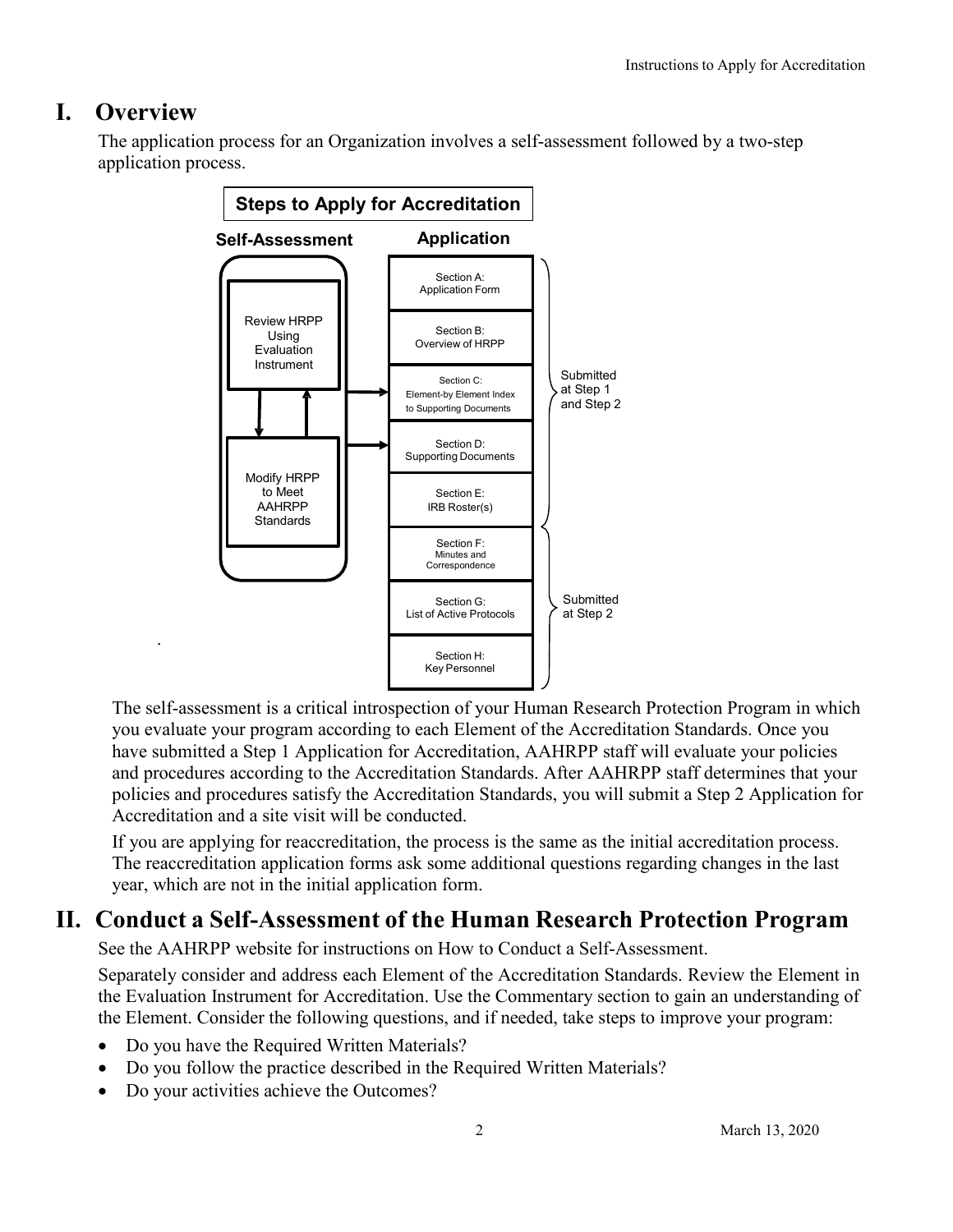# I. Overview

The application process for an Organization involves a self-assessment followed by a two-step application process.

**Steps to Apply for Accreditation**

| Self-Assessment | Application | |
|---|---|---|
| Review HRPP Using Evaluation Instrument | Section A: Application Form | Submitted at Step 1 and Step 2 |
| Modify HRPP to Meet AAHRPP Standards | Section B: Overview of HRPP | |
| | Section C: Element-by Element Index to Supporting Documents | |
| | Section D: Supporting Documents | |
| | Section E: IRB Roster(s) | |
| | Section F: Minutes and Correspondence | Submitted at Step 2 |
| | Section G: List of Active Protocols | |
| | Section H: Key Personnel | |

The self-assessment is a critical introspection of your Human Research Protection Program in which you evaluate your program according to each Element of the Accreditation Standards. Once you have submitted a Step 1 Application for Accreditation, AAHRPP staff will evaluate your policies and procedures according to the Accreditation Standards. After AAHRPP staff determines that your policies and procedures satisfy the Accreditation Standards, you will submit a Step 2 Application for Accreditation and a site visit will be conducted.

If you are applying for reaccreditation, the process is the same as the initial accreditation process. The reaccreditation application forms ask some additional questions regarding changes in the last year, which are not in the initial application form.

# II. Conduct a Self-Assessment of the Human Research Protection Program

See the AAHRPP website for instructions on How to Conduct a Self-Assessment.

Separately consider and address each Element of the Accreditation Standards. Review the Element in the Evaluation Instrument for Accreditation. Use the Commentary section to gain an understanding of the Element. Consider the following questions, and if needed, take steps to improve your program:

- Do you have the Required Written Materials?
- Do you follow the practice described in the Required Written Materials?
- Do your activities achieve the Outcomes?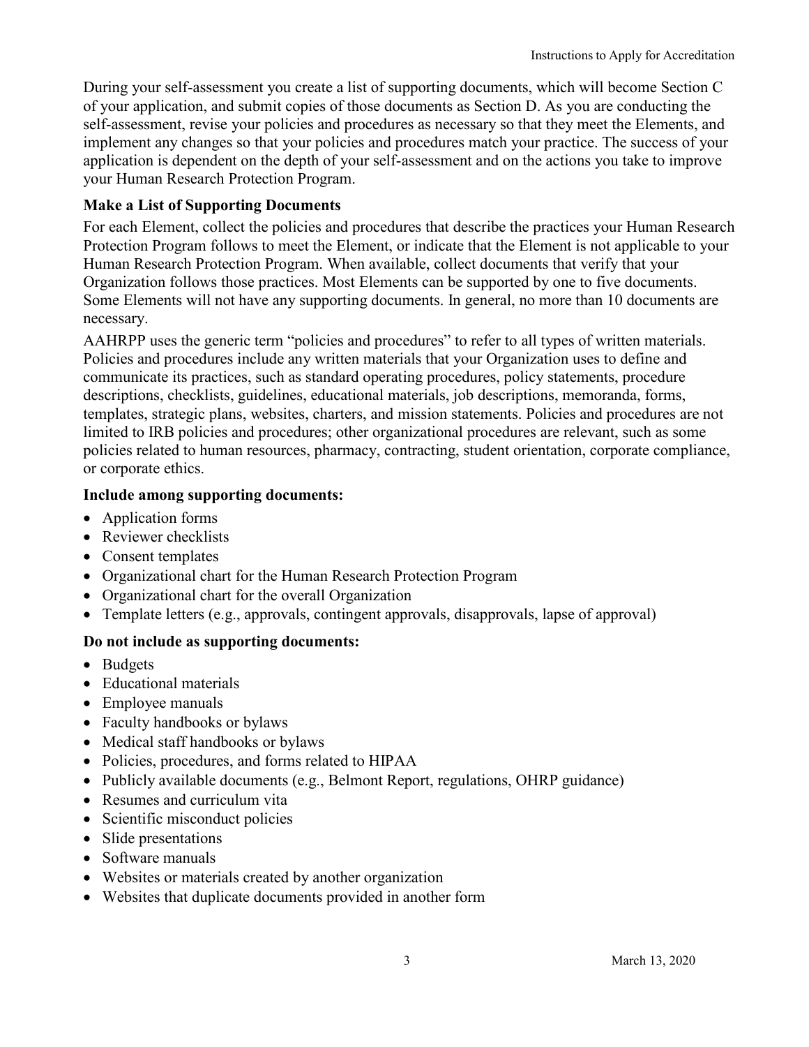During your self-assessment you create a list of supporting documents, which will become Section C of your application, and submit copies of those documents as Section D. As you are conducting the self-assessment, revise your policies and procedures as necessary so that they meet the Elements, and implement any changes so that your policies and procedures match your practice. The success of your application is dependent on the depth of your self-assessment and on the actions you take to improve your Human Research Protection Program.

### Make a List of Supporting Documents

For each Element, collect the policies and procedures that describe the practices your Human Research Protection Program follows to meet the Element, or indicate that the Element is not applicable to your Human Research Protection Program. When available, collect documents that verify that your Organization follows those practices. Most Elements can be supported by one to five documents. Some Elements will not have any supporting documents. In general, no more than 10 documents are necessary.

AAHRPP uses the generic term "policies and procedures" to refer to all types of written materials. Policies and procedures include any written materials that your Organization uses to define and communicate its practices, such as standard operating procedures, policy statements, procedure descriptions, checklists, guidelines, educational materials, job descriptions, memoranda, forms, templates, strategic plans, websites, charters, and mission statements. Policies and procedures are not limited to IRB policies and procedures; other organizational procedures are relevant, such as some policies related to human resources, pharmacy, contracting, student orientation, corporate compliance, or corporate ethics.

#### Include among supporting documents:

- Application forms
- Reviewer checklists
- Consent templates
- Organizational chart for the Human Research Protection Program
- Organizational chart for the overall Organization
- Template letters (e.g., approvals, contingent approvals, disapprovals, lapse of approval)

#### Do not include as supporting documents:

- Budgets
- Educational materials
- Employee manuals
- Faculty handbooks or bylaws
- Medical staff handbooks or bylaws
- Policies, procedures, and forms related to HIPAA
- Publicly available documents (e.g., Belmont Report, regulations, OHRP guidance)
- Resumes and curriculum vita
- Scientific misconduct policies
- Slide presentations
- Software manuals
- Websites or materials created by another organization
- Websites that duplicate documents provided in another form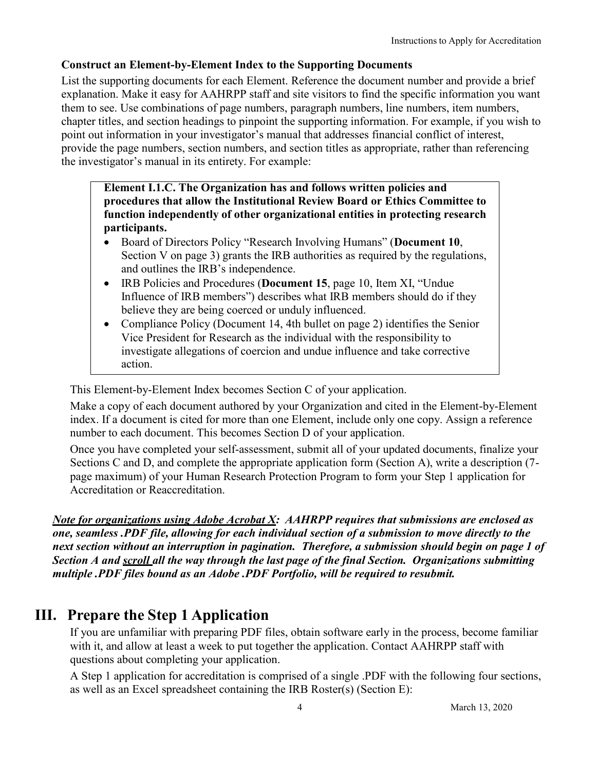**Construct an Element-by-Element Index to the Supporting Documents**

List the supporting documents for each Element. Reference the document number and provide a brief explanation. Make it easy for AAHRPP staff and site visitors to find the specific information you want them to see. Use combinations of page numbers, paragraph numbers, line numbers, item numbers, chapter titles, and section headings to pinpoint the supporting information. For example, if you wish to point out information in your investigator's manual that addresses financial conflict of interest, provide the page numbers, section numbers, and section titles as appropriate, rather than referencing the investigator's manual in its entirety. For example:

> **Element I.1.C. The Organization has and follows written policies and procedures that allow the Institutional Review Board or Ethics Committee to function independently of other organizational entities in protecting research participants.**
>
> - Board of Directors Policy "Research Involving Humans" (**Document 10**, Section V on page 3) grants the IRB authorities as required by the regulations, and outlines the IRB's independence.
> - IRB Policies and Procedures (**Document 15**, page 10, Item XI, "Undue Influence of IRB members") describes what IRB members should do if they believe they are being coerced or unduly influenced.
> - Compliance Policy (Document 14, 4th bullet on page 2) identifies the Senior Vice President for Research as the individual with the responsibility to investigate allegations of coercion and undue influence and take corrective action.

This Element-by-Element Index becomes Section C of your application.

Make a copy of each document authored by your Organization and cited in the Element-by-Element index. If a document is cited for more than one Element, include only one copy. Assign a reference number to each document. This becomes Section D of your application.

Once you have completed your self-assessment, submit all of your updated documents, finalize your Sections C and D, and complete the appropriate application form (Section A), write a description (7-page maximum) of your Human Research Protection Program to form your Step 1 application for Accreditation or Reaccreditation.

***<u>Note for organizations using Adobe Acrobat X</u>:  AAHRPP requires that submissions are enclosed as one, seamless .PDF file, allowing for each individual section of a submission to move directly to the next section without an interruption in pagination.  Therefore, a submission should begin on page 1 of Section A and <u>scroll</u> all the way through the last page of the final Section.  Organizations submitting multiple .PDF files bound as an Adobe .PDF Portfolio, will be required to resubmit.***

# III. Prepare the Step 1 Application

If you are unfamiliar with preparing PDF files, obtain software early in the process, become familiar with it, and allow at least a week to put together the application. Contact AAHRPP staff with questions about completing your application.

A Step 1 application for accreditation is comprised of a single .PDF with the following four sections, as well as an Excel spreadsheet containing the IRB Roster(s) (Section E):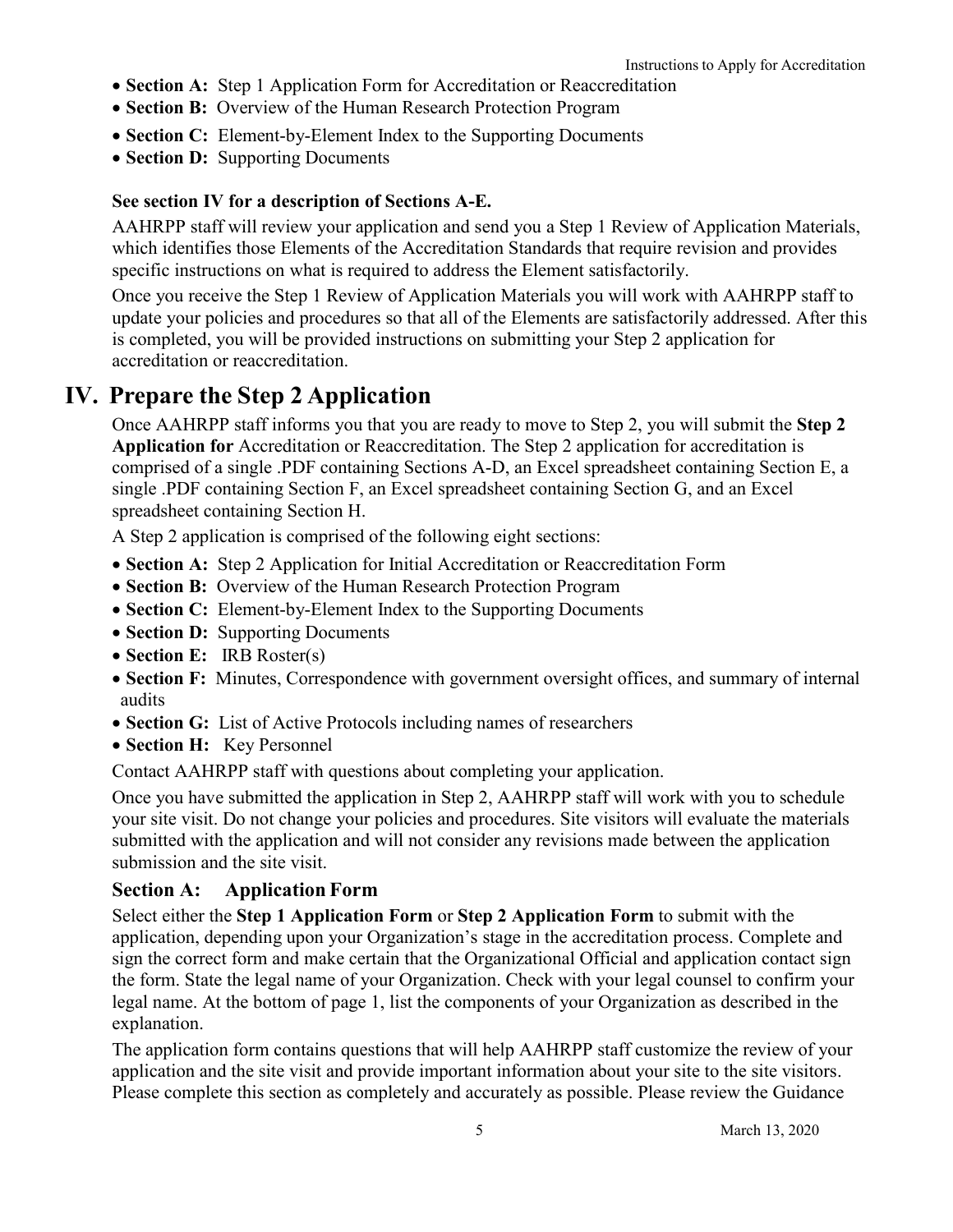- **Section A:** Step 1 Application Form for Accreditation or Reaccreditation
- **Section B:** Overview of the Human Research Protection Program
- **Section C:** Element-by-Element Index to the Supporting Documents
- **Section D:** Supporting Documents

**See section IV for a description of Sections A-E.**

AAHRPP staff will review your application and send you a Step 1 Review of Application Materials, which identifies those Elements of the Accreditation Standards that require revision and provides specific instructions on what is required to address the Element satisfactorily.

Once you receive the Step 1 Review of Application Materials you will work with AAHRPP staff to update your policies and procedures so that all of the Elements are satisfactorily addressed. After this is completed, you will be provided instructions on submitting your Step 2 application for accreditation or reaccreditation.

# IV. Prepare the Step 2 Application

Once AAHRPP staff informs you that you are ready to move to Step 2, you will submit the **Step 2 Application for** Accreditation or Reaccreditation. The Step 2 application for accreditation is comprised of a single .PDF containing Sections A-D, an Excel spreadsheet containing Section E, a single .PDF containing Section F, an Excel spreadsheet containing Section G, and an Excel spreadsheet containing Section H.

A Step 2 application is comprised of the following eight sections:

- **Section A:** Step 2 Application for Initial Accreditation or Reaccreditation Form
- **Section B:** Overview of the Human Research Protection Program
- **Section C:** Element-by-Element Index to the Supporting Documents
- **Section D:** Supporting Documents
- **Section E:** IRB Roster(s)
- **Section F:** Minutes, Correspondence with government oversight offices, and summary of internal audits
- **Section G:** List of Active Protocols including names of researchers
- **Section H:** Key Personnel

Contact AAHRPP staff with questions about completing your application.

Once you have submitted the application in Step 2, AAHRPP staff will work with you to schedule your site visit. Do not change your policies and procedures. Site visitors will evaluate the materials submitted with the application and will not consider any revisions made between the application submission and the site visit.

## Section A: Application Form

Select either the **Step 1 Application Form** or **Step 2 Application Form** to submit with the application, depending upon your Organization's stage in the accreditation process. Complete and sign the correct form and make certain that the Organizational Official and application contact sign the form. State the legal name of your Organization. Check with your legal counsel to confirm your legal name. At the bottom of page 1, list the components of your Organization as described in the explanation.

The application form contains questions that will help AAHRPP staff customize the review of your application and the site visit and provide important information about your site to the site visitors. Please complete this section as completely and accurately as possible. Please review the Guidance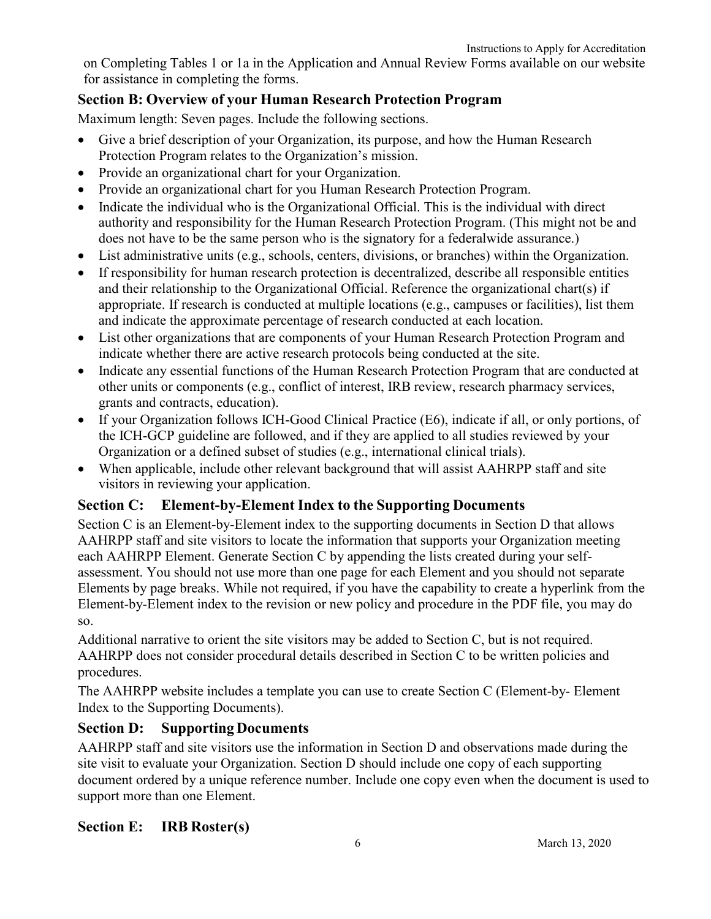on Completing Tables 1 or 1a in the Application and Annual Review Forms available on our website for assistance in completing the forms.

## Section B: Overview of your Human Research Protection Program

Maximum length: Seven pages. Include the following sections.

- Give a brief description of your Organization, its purpose, and how the Human Research Protection Program relates to the Organization's mission.
- Provide an organizational chart for your Organization.
- Provide an organizational chart for you Human Research Protection Program.
- Indicate the individual who is the Organizational Official. This is the individual with direct authority and responsibility for the Human Research Protection Program. (This might not be and does not have to be the same person who is the signatory for a federalwide assurance.)
- List administrative units (e.g., schools, centers, divisions, or branches) within the Organization.
- If responsibility for human research protection is decentralized, describe all responsible entities and their relationship to the Organizational Official. Reference the organizational chart(s) if appropriate. If research is conducted at multiple locations (e.g., campuses or facilities), list them and indicate the approximate percentage of research conducted at each location.
- List other organizations that are components of your Human Research Protection Program and indicate whether there are active research protocols being conducted at the site.
- Indicate any essential functions of the Human Research Protection Program that are conducted at other units or components (e.g., conflict of interest, IRB review, research pharmacy services, grants and contracts, education).
- If your Organization follows ICH-Good Clinical Practice (E6), indicate if all, or only portions, of the ICH-GCP guideline are followed, and if they are applied to all studies reviewed by your Organization or a defined subset of studies (e.g., international clinical trials).
- When applicable, include other relevant background that will assist AAHRPP staff and site visitors in reviewing your application.

## Section C: Element-by-Element Index to the Supporting Documents

Section C is an Element-by-Element index to the supporting documents in Section D that allows AAHRPP staff and site visitors to locate the information that supports your Organization meeting each AAHRPP Element. Generate Section C by appending the lists created during your self-assessment. You should not use more than one page for each Element and you should not separate Elements by page breaks. While not required, if you have the capability to create a hyperlink from the Element-by-Element index to the revision or new policy and procedure in the PDF file, you may do so.

Additional narrative to orient the site visitors may be added to Section C, but is not required. AAHRPP does not consider procedural details described in Section C to be written policies and procedures.

The AAHRPP website includes a template you can use to create Section C (Element-by- Element Index to the Supporting Documents).

## Section D: Supporting Documents

AAHRPP staff and site visitors use the information in Section D and observations made during the site visit to evaluate your Organization. Section D should include one copy of each supporting document ordered by a unique reference number. Include one copy even when the document is used to support more than one Element.

## Section E: IRB Roster(s)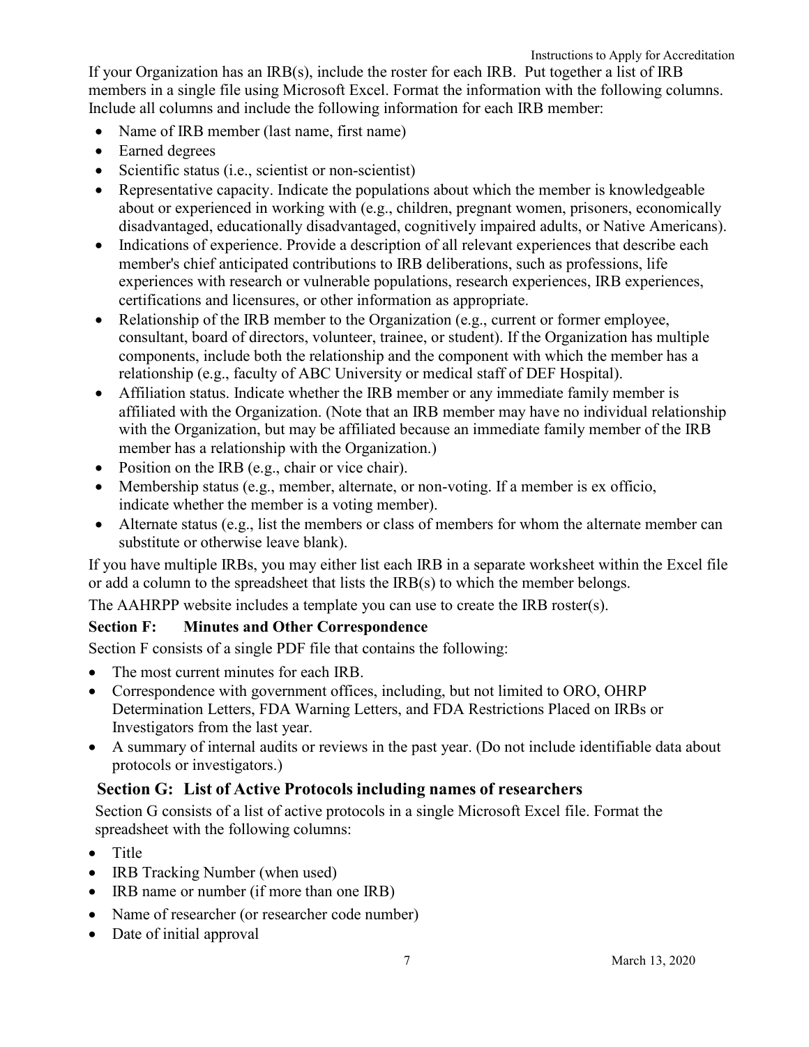If your Organization has an IRB(s), include the roster for each IRB. Put together a list of IRB members in a single file using Microsoft Excel. Format the information with the following columns. Include all columns and include the following information for each IRB member:

- Name of IRB member (last name, first name)
- Earned degrees
- Scientific status (i.e., scientist or non-scientist)
- Representative capacity. Indicate the populations about which the member is knowledgeable about or experienced in working with (e.g., children, pregnant women, prisoners, economically disadvantaged, educationally disadvantaged, cognitively impaired adults, or Native Americans).
- Indications of experience. Provide a description of all relevant experiences that describe each member's chief anticipated contributions to IRB deliberations, such as professions, life experiences with research or vulnerable populations, research experiences, IRB experiences, certifications and licensures, or other information as appropriate.
- Relationship of the IRB member to the Organization (e.g., current or former employee, consultant, board of directors, volunteer, trainee, or student). If the Organization has multiple components, include both the relationship and the component with which the member has a relationship (e.g., faculty of ABC University or medical staff of DEF Hospital).
- Affiliation status. Indicate whether the IRB member or any immediate family member is affiliated with the Organization. (Note that an IRB member may have no individual relationship with the Organization, but may be affiliated because an immediate family member of the IRB member has a relationship with the Organization.)
- Position on the IRB (e.g., chair or vice chair).
- Membership status (e.g., member, alternate, or non-voting. If a member is ex officio, indicate whether the member is a voting member).
- Alternate status (e.g., list the members or class of members for whom the alternate member can substitute or otherwise leave blank).

If you have multiple IRBs, you may either list each IRB in a separate worksheet within the Excel file or add a column to the spreadsheet that lists the IRB(s) to which the member belongs.

The AAHRPP website includes a template you can use to create the IRB roster(s).

### Section F: Minutes and Other Correspondence

Section F consists of a single PDF file that contains the following:

- The most current minutes for each IRB.
- Correspondence with government offices, including, but not limited to ORO, OHRP Determination Letters, FDA Warning Letters, and FDA Restrictions Placed on IRBs or Investigators from the last year.
- A summary of internal audits or reviews in the past year. (Do not include identifiable data about protocols or investigators.)

### Section G: List of Active Protocols including names of researchers

Section G consists of a list of active protocols in a single Microsoft Excel file. Format the spreadsheet with the following columns:

- Title
- IRB Tracking Number (when used)
- IRB name or number (if more than one IRB)
- Name of researcher (or researcher code number)
- Date of initial approval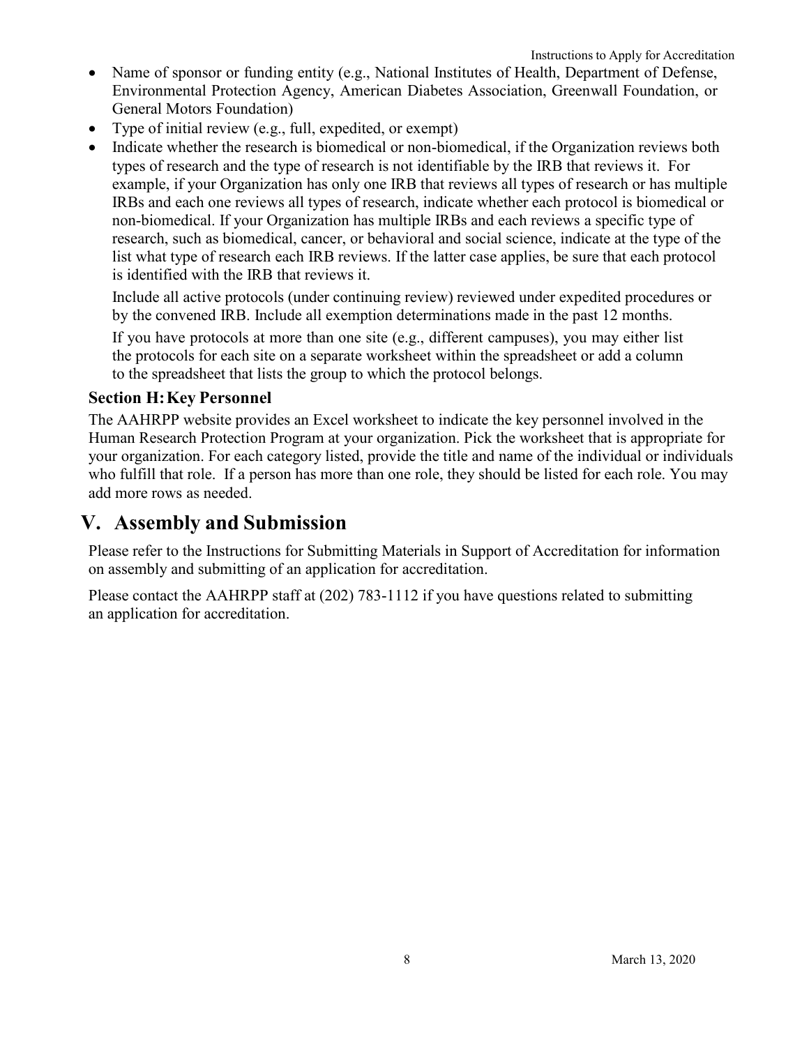- Name of sponsor or funding entity (e.g., National Institutes of Health, Department of Defense, Environmental Protection Agency, American Diabetes Association, Greenwall Foundation, or General Motors Foundation)
- Type of initial review (e.g., full, expedited, or exempt)
- Indicate whether the research is biomedical or non-biomedical, if the Organization reviews both types of research and the type of research is not identifiable by the IRB that reviews it. For example, if your Organization has only one IRB that reviews all types of research or has multiple IRBs and each one reviews all types of research, indicate whether each protocol is biomedical or non-biomedical. If your Organization has multiple IRBs and each reviews a specific type of research, such as biomedical, cancer, or behavioral and social science, indicate at the type of the list what type of research each IRB reviews. If the latter case applies, be sure that each protocol is identified with the IRB that reviews it.

  Include all active protocols (under continuing review) reviewed under expedited procedures or by the convened IRB. Include all exemption determinations made in the past 12 months.

  If you have protocols at more than one site (e.g., different campuses), you may either list the protocols for each site on a separate worksheet within the spreadsheet or add a column to the spreadsheet that lists the group to which the protocol belongs.

### Section H: Key Personnel

The AAHRPP website provides an Excel worksheet to indicate the key personnel involved in the Human Research Protection Program at your organization. Pick the worksheet that is appropriate for your organization. For each category listed, provide the title and name of the individual or individuals who fulfill that role. If a person has more than one role, they should be listed for each role. You may add more rows as needed.

## V. Assembly and Submission

Please refer to the Instructions for Submitting Materials in Support of Accreditation for information on assembly and submitting of an application for accreditation.

Please contact the AAHRPP staff at (202) 783-1112 if you have questions related to submitting an application for accreditation.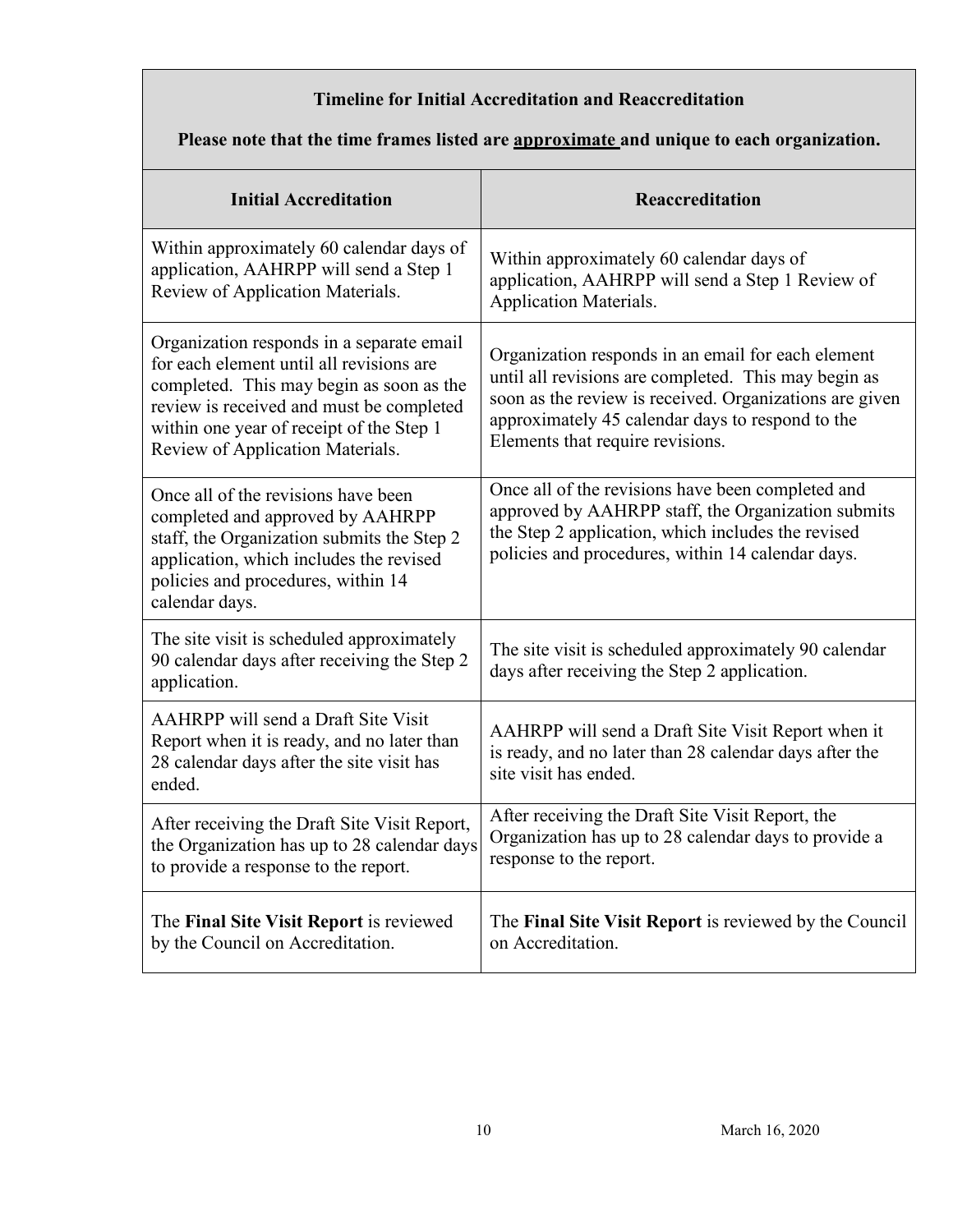**Timeline for Initial Accreditation and Reaccreditation**

**Please note that the time frames listed are approximate and unique to each organization.**

| Initial Accreditation | Reaccreditation |
|---|---|
| Within approximately 60 calendar days of application, AAHRPP will send a Step 1 Review of Application Materials. | Within approximately 60 calendar days of application, AAHRPP will send a Step 1 Review of Application Materials. |
| Organization responds in a separate email for each element until all revisions are completed. This may begin as soon as the review is received and must be completed within one year of receipt of the Step 1 Review of Application Materials. | Organization responds in an email for each element until all revisions are completed. This may begin as soon as the review is received. Organizations are given approximately 45 calendar days to respond to the Elements that require revisions. |
| Once all of the revisions have been completed and approved by AAHRPP staff, the Organization submits the Step 2 application, which includes the revised policies and procedures, within 14 calendar days. | Once all of the revisions have been completed and approved by AAHRPP staff, the Organization submits the Step 2 application, which includes the revised policies and procedures, within 14 calendar days. |
| The site visit is scheduled approximately 90 calendar days after receiving the Step 2 application. | The site visit is scheduled approximately 90 calendar days after receiving the Step 2 application. |
| AAHRPP will send a Draft Site Visit Report when it is ready, and no later than 28 calendar days after the site visit has ended. | AAHRPP will send a Draft Site Visit Report when it is ready, and no later than 28 calendar days after the site visit has ended. |
| After receiving the Draft Site Visit Report, the Organization has up to 28 calendar days to provide a response to the report. | After receiving the Draft Site Visit Report, the Organization has up to 28 calendar days to provide a response to the report. |
| The **Final Site Visit Report** is reviewed by the Council on Accreditation. | The **Final Site Visit Report** is reviewed by the Council on Accreditation. |